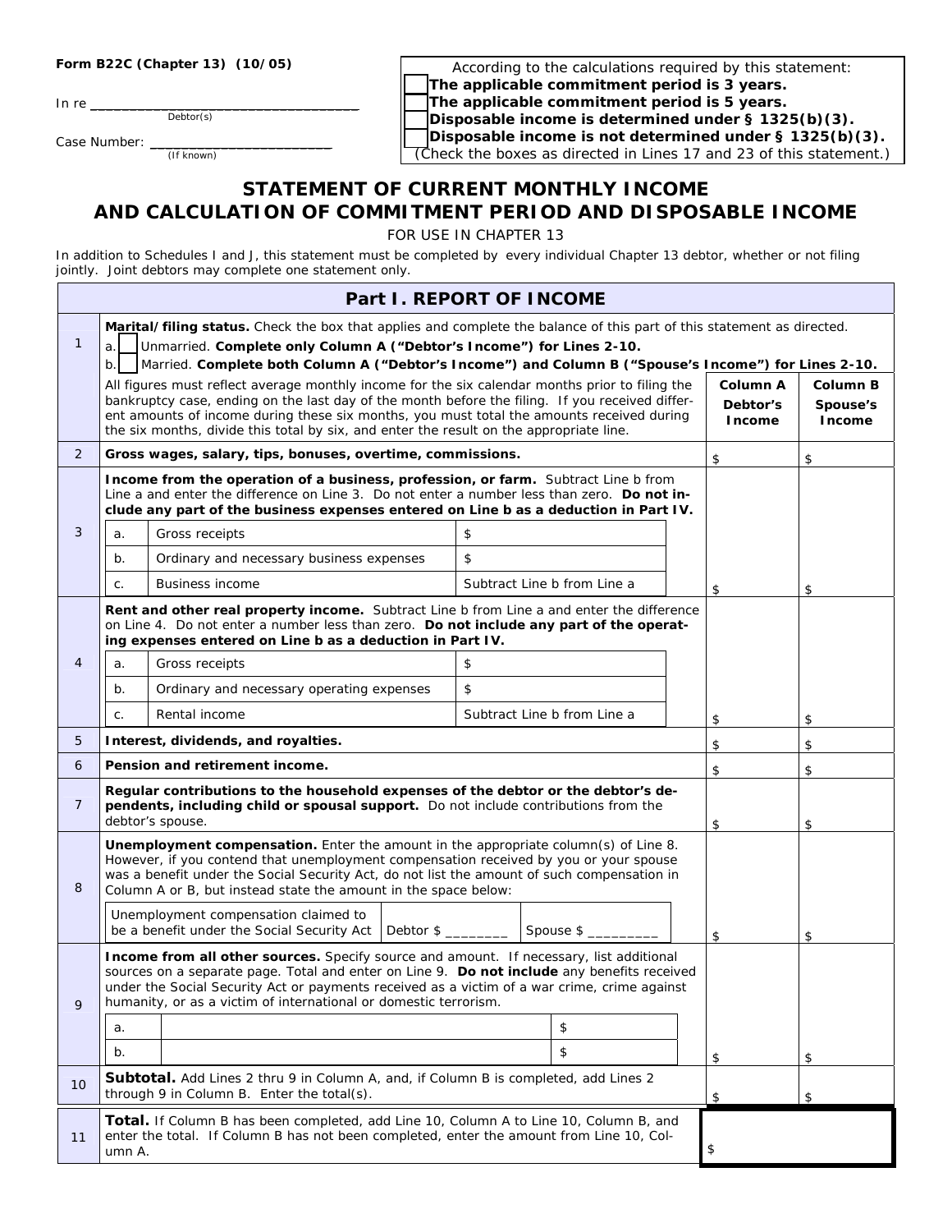Form B22C (Chapter 13) (10/05)

In re ___________________________________
Debtor(s)

Case Number: ________________________
(If known)

According to the calculations required by this statement:

☐ **The applicable commitment period is 3 years.**
☐ **The applicable commitment period is 5 years.**
☐ **Disposable income is determined under § 1325(b)(3).**
☐ **Disposable income is not determined under § 1325(b)(3).**

(Check the boxes as directed in Lines 17 and 23 of this statement.)

# STATEMENT OF CURRENT MONTHLY INCOME AND CALCULATION OF COMMITMENT PERIOD AND DISPOSABLE INCOME

FOR USE IN CHAPTER 13

In addition to Schedules I and J, this statement must be completed by every individual Chapter 13 debtor, whether or not filing jointly. Joint debtors may complete one statement only.

## Part I. REPORT OF INCOME

| Line | Description | Column A Debtor's Income | Column B Spouse's Income |
|---|---|---|---|
| 1 | **Marital/filing status.** Check the box that applies and complete the balance of this part of this statement as directed.<br>a. ☐ Unmarried. **Complete only Column A ("Debtor's Income") for Lines 2-10.**<br>b. ☐ Married. **Complete both Column A ("Debtor's Income") and Column B ("Spouse's Income") for Lines 2-10.**<br>All figures must reflect average monthly income for the six calendar months prior to filing the bankruptcy case, ending on the last day of the month before the filing. If you received different amounts of income during these six months, you must total the amounts received during the six months, divide this total by six, and enter the result on the appropriate line. | | |
| 2 | **Gross wages, salary, tips, bonuses, overtime, commissions.** | $ | $ |
| 3 | **Income from the operation of a business, profession, or farm.** Subtract Line b from Line a and enter the difference on Line 3. Do not enter a number less than zero. **Do not include any part of the business expenses entered on Line b as a deduction in Part IV.**<br>a. Gross receipts: $<br>b. Ordinary and necessary business expenses: $<br>c. Business income: Subtract Line b from Line a | $ | $ |
| 4 | **Rent and other real property income.** Subtract Line b from Line a and enter the difference on Line 4. Do not enter a number less than zero. **Do not include any part of the operating expenses entered on Line b as a deduction in Part IV.**<br>a. Gross receipts: $<br>b. Ordinary and necessary operating expenses: $<br>c. Rental income: Subtract Line b from Line a | $ | $ |
| 5 | **Interest, dividends, and royalties.** | $ | $ |
| 6 | **Pension and retirement income.** | $ | $ |
| 7 | **Regular contributions to the household expenses of the debtor or the debtor's dependents, including child or spousal support.** Do not include contributions from the debtor's spouse. | $ | $ |
| 8 | **Unemployment compensation.** Enter the amount in the appropriate column(s) of Line 8. However, if you contend that unemployment compensation received by you or your spouse was a benefit under the Social Security Act, do not list the amount of such compensation in Column A or B, but instead state the amount in the space below:<br>Unemployment compensation claimed to be a benefit under the Social Security Act: Debtor $ ________ Spouse $ _________ | $ | $ |
| 9 | **Income from all other sources.** Specify source and amount. If necessary, list additional sources on a separate page. Total and enter on Line 9. **Do not include** any benefits received under the Social Security Act or payments received as a victim of a war crime, crime against humanity, or as a victim of international or domestic terrorism.<br>a. ________ $<br>b. ________ $ | $ | $ |
| 10 | **Subtotal.** Add Lines 2 thru 9 in Column A, and, if Column B is completed, add Lines 2 through 9 in Column B. Enter the total(s). | $ | $ |
| 11 | **Total.** If Column B has been completed, add Line 10, Column A to Line 10, Column B, and enter the total. If Column B has not been completed, enter the amount from Line 10, Column A. | $ | |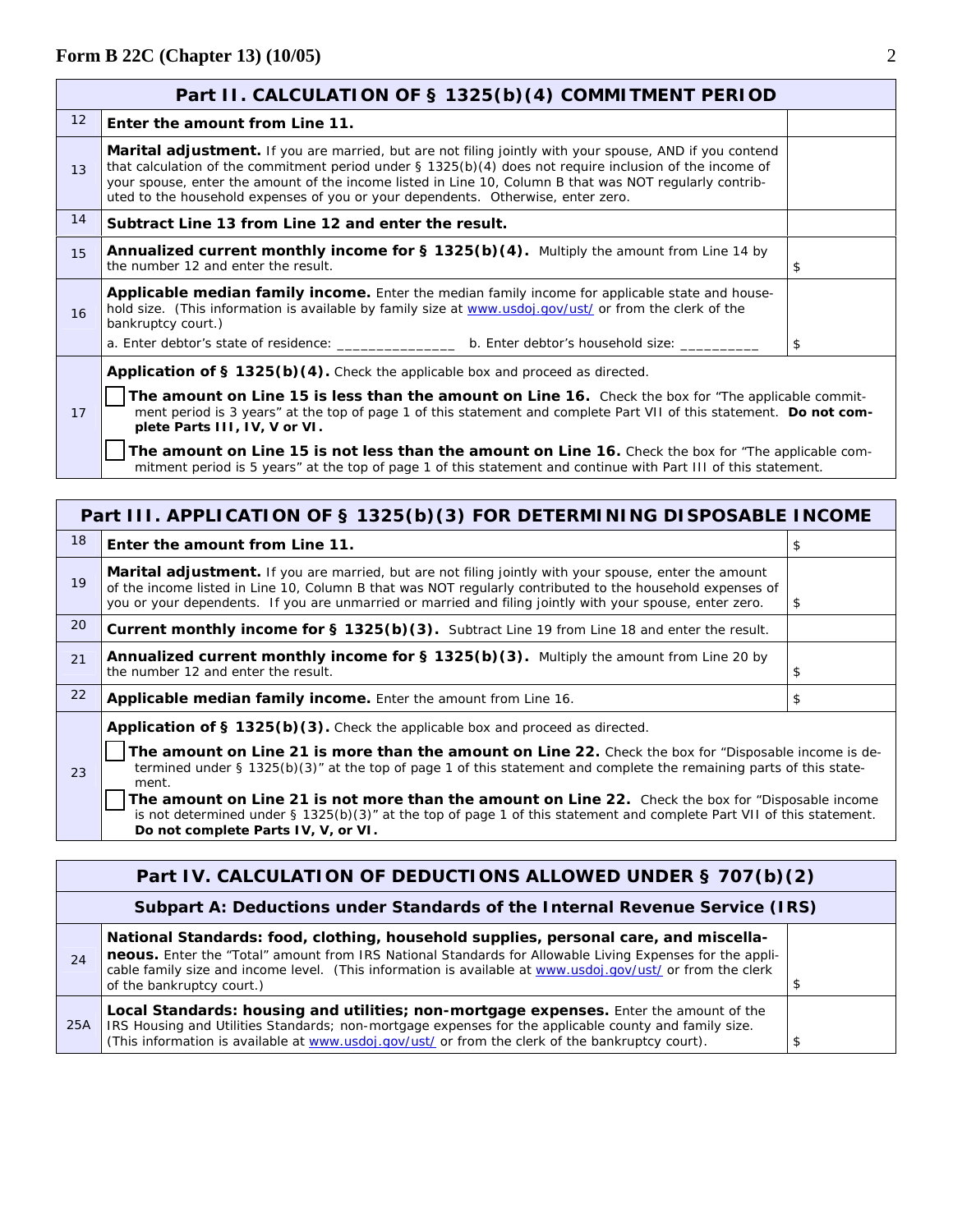| Part II. CALCULATION OF § 1325(b)(4) COMMITMENT PERIOD | | |
|---|---|---|
| 12 | **Enter the amount from Line 11.** | |
| 13 | **Marital adjustment.** If you are married, but are not filing jointly with your spouse, AND if you contend that calculation of the commitment period under § 1325(b)(4) does not require inclusion of the income of your spouse, enter the amount of the income listed in Line 10, Column B that was NOT regularly contributed to the household expenses of you or your dependents. Otherwise, enter zero. | |
| 14 | **Subtract Line 13 from Line 12 and enter the result.** | |
| 15 | **Annualized current monthly income for § 1325(b)(4).** Multiply the amount from Line 14 by the number 12 and enter the result. | $ |
| 16 | **Applicable median family income.** Enter the median family income for applicable state and household size. (This information is available by family size at www.usdoj.gov/ust/ or from the clerk of the bankruptcy court.)<br>a. Enter debtor's state of residence: _______________ b. Enter debtor's household size: __________ | $ |
| 17 | **Application of § 1325(b)(4).** Check the applicable box and proceed as directed.<br>☐ **The amount on Line 15 is less than the amount on Line 16.** Check the box for "The applicable commitment period is 3 years" at the top of page 1 of this statement and complete Part VII of this statement. **Do not complete Parts III, IV, V or VI.**<br>☐ **The amount on Line 15 is not less than the amount on Line 16.** Check the box for "The applicable commitment period is 5 years" at the top of page 1 of this statement and continue with Part III of this statement. | |

| Part III. APPLICATION OF § 1325(b)(3) FOR DETERMINING DISPOSABLE INCOME | | |
|---|---|---|
| 18 | **Enter the amount from Line 11.** | $ |
| 19 | **Marital adjustment.** If you are married, but are not filing jointly with your spouse, enter the amount of the income listed in Line 10, Column B that was NOT regularly contributed to the household expenses of you or your dependents. If you are unmarried or married and filing jointly with your spouse, enter zero. | $ |
| 20 | **Current monthly income for § 1325(b)(3).** Subtract Line 19 from Line 18 and enter the result. | |
| 21 | **Annualized current monthly income for § 1325(b)(3).** Multiply the amount from Line 20 by the number 12 and enter the result. | $ |
| 22 | **Applicable median family income.** Enter the amount from Line 16. | $ |
| 23 | **Application of § 1325(b)(3).** Check the applicable box and proceed as directed.<br>☐ **The amount on Line 21 is more than the amount on Line 22.** Check the box for "Disposable income is determined under § 1325(b)(3)" at the top of page 1 of this statement and complete the remaining parts of this statement.<br>☐ **The amount on Line 21 is not more than the amount on Line 22.** Check the box for "Disposable income is not determined under § 1325(b)(3)" at the top of page 1 of this statement and complete Part VII of this statement. **Do not complete Parts IV, V, or VI.** | |

| Part IV. CALCULATION OF DEDUCTIONS ALLOWED UNDER § 707(b)(2) | | |
|---|---|---|
| **Subpart A: Deductions under Standards of the Internal Revenue Service (IRS)** | | |
| 24 | **National Standards: food, clothing, household supplies, personal care, and miscellaneous.** Enter the "Total" amount from IRS National Standards for Allowable Living Expenses for the applicable family size and income level. (This information is available at www.usdoj.gov/ust/ or from the clerk of the bankruptcy court.) | $ |
| 25A | **Local Standards: housing and utilities; non-mortgage expenses.** Enter the amount of the IRS Housing and Utilities Standards; non-mortgage expenses for the applicable county and family size. (This information is available at www.usdoj.gov/ust/ or from the clerk of the bankruptcy court). | $ |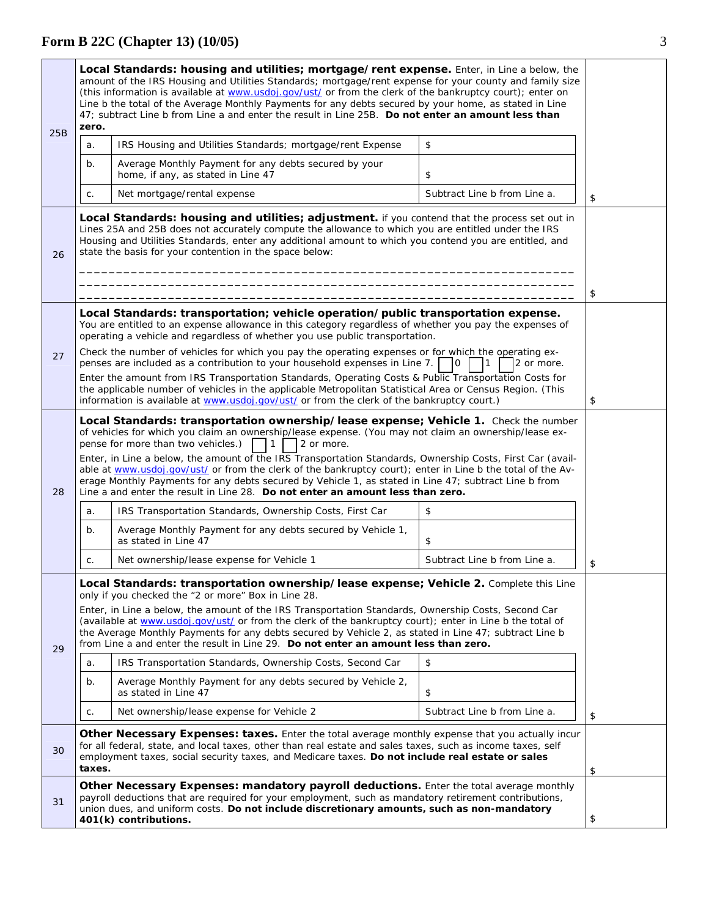# Form B 22C (Chapter 13) (10/05)

| Line | Description | Amount |
|---|---|---|
| 25B | **Local Standards: housing and utilities; mortgage/rent expense.** Enter, in Line a below, the amount of the IRS Housing and Utilities Standards; mortgage/rent expense for your county and family size (this information is available at www.usdoj.gov/ust/ or from the clerk of the bankruptcy court); enter on Line b the total of the Average Monthly Payments for any debts secured by your home, as stated in Line 47; subtract Line b from Line a and enter the result in Line 25B. **Do not enter an amount less than zero.** <br> a. IRS Housing and Utilities Standards; mortgage/rent Expense — $ <br> b. Average Monthly Payment for any debts secured by your home, if any, as stated in Line 47 — $ <br> c. Net mortgage/rental expense — Subtract Line b from Line a. | $ |
| 26 | **Local Standards: housing and utilities; adjustment.** if you contend that the process set out in Lines 25A and 25B does not accurately compute the allowance to which you are entitled under the IRS Housing and Utilities Standards, enter any additional amount to which you contend you are entitled, and state the basis for your contention in the space below: <br> ____________________________________________ <br> ____________________________________________ <br> ____________________________________________ | $ |
| 27 | **Local Standards: transportation; vehicle operation/public transportation expense.** You are entitled to an expense allowance in this category regardless of whether you pay the expenses of operating a vehicle and regardless of whether you use public transportation. <br> Check the number of vehicles for which you pay the operating expenses or for which the operating expenses are included as a contribution to your household expenses in Line 7. ☐ 0 ☐ 1 ☐ 2 or more. <br> Enter the amount from IRS Transportation Standards, Operating Costs & Public Transportation Costs for the applicable number of vehicles in the applicable Metropolitan Statistical Area or Census Region. (This information is available at www.usdoj.gov/ust/ or from the clerk of the bankruptcy court.) | $ |
| 28 | **Local Standards: transportation ownership/lease expense; Vehicle 1.** Check the number of vehicles for which you claim an ownership/lease expense. (You may not claim an ownership/lease expense for more than two vehicles.) ☐ 1 ☐ 2 or more. <br> Enter, in Line a below, the amount of the IRS Transportation Standards, Ownership Costs, First Car (available at www.usdoj.gov/ust/ or from the clerk of the bankruptcy court); enter in Line b the total of the Average Monthly Payments for any debts secured by Vehicle 1, as stated in Line 47; subtract Line b from Line a and enter the result in Line 28. **Do not enter an amount less than zero.** <br> a. IRS Transportation Standards, Ownership Costs, First Car — $ <br> b. Average Monthly Payment for any debts secured by Vehicle 1, as stated in Line 47 — $ <br> c. Net ownership/lease expense for Vehicle 1 — Subtract Line b from Line a. | $ |
| 29 | **Local Standards: transportation ownership/lease expense; Vehicle 2.** Complete this Line only if you checked the "2 or more" Box in Line 28. <br> Enter, in Line a below, the amount of the IRS Transportation Standards, Ownership Costs, Second Car (available at www.usdoj.gov/ust/ or from the clerk of the bankruptcy court); enter in Line b the total of the Average Monthly Payments for any debts secured by Vehicle 2, as stated in Line 47; subtract Line b from Line a and enter the result in Line 29. **Do not enter an amount less than zero.** <br> a. IRS Transportation Standards, Ownership Costs, Second Car — $ <br> b. Average Monthly Payment for any debts secured by Vehicle 2, as stated in Line 47 — $ <br> c. Net ownership/lease expense for Vehicle 2 — Subtract Line b from Line a. | $ |
| 30 | **Other Necessary Expenses: taxes.** Enter the total average monthly expense that you actually incur for all federal, state, and local taxes, other than real estate and sales taxes, such as income taxes, self employment taxes, social security taxes, and Medicare taxes. **Do not include real estate or sales taxes.** | $ |
| 31 | **Other Necessary Expenses: mandatory payroll deductions.** Enter the total average monthly payroll deductions that are required for your employment, such as mandatory retirement contributions, union dues, and uniform costs. **Do not include discretionary amounts, such as non-mandatory 401(k) contributions.** | $ |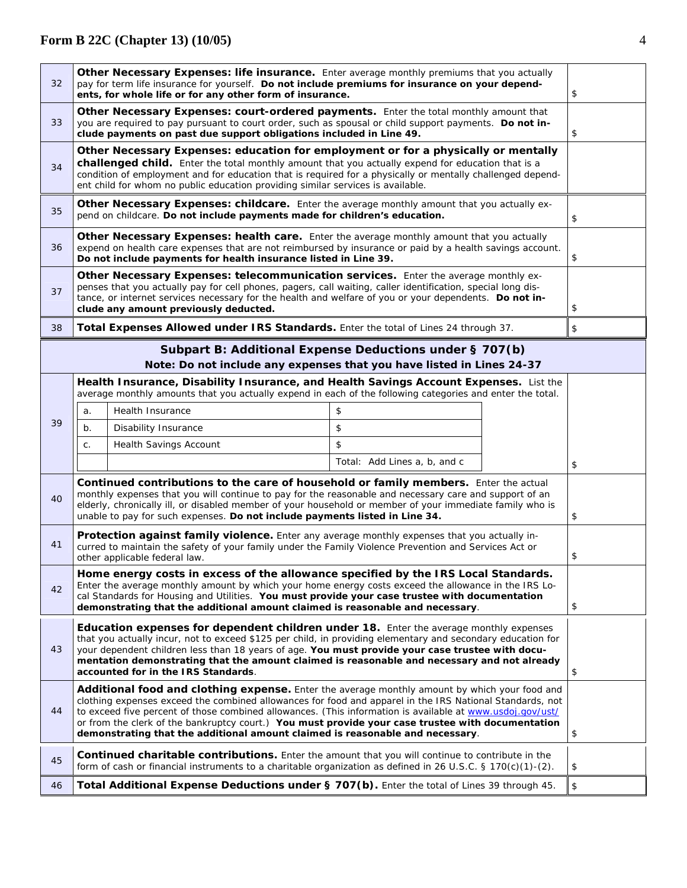## Form B 22C (Chapter 13) (10/05)

| | | |
|---|---|---|
| 32 | **Other Necessary Expenses: life insurance.** Enter average monthly premiums that you actually pay for term life insurance for yourself. **Do not include premiums for insurance on your dependents, for whole life or for any other form of insurance.** | $ |
| 33 | **Other Necessary Expenses: court-ordered payments.** Enter the total monthly amount that you are required to pay pursuant to court order, such as spousal or child support payments. **Do not include payments on past due support obligations included in Line 49.** | $ |
| 34 | **Other Necessary Expenses: education for employment or for a physically or mentally challenged child.** Enter the total monthly amount that you actually expend for education that is a condition of employment and for education that is required for a physically or mentally challenged dependent child for whom no public education providing similar services is available. | |
| 35 | **Other Necessary Expenses: childcare.** Enter the average monthly amount that you actually expend on childcare. **Do not include payments made for children's education.** | $ |
| 36 | **Other Necessary Expenses: health care.** Enter the average monthly amount that you actually expend on health care expenses that are not reimbursed by insurance or paid by a health savings account. **Do not include payments for health insurance listed in Line 39.** | $ |
| 37 | **Other Necessary Expenses: telecommunication services.** Enter the average monthly expenses that you actually pay for cell phones, pagers, call waiting, caller identification, special long distance, or internet services necessary for the health and welfare of you or your dependents. **Do not include any amount previously deducted.** | $ |
| 38 | **Total Expenses Allowed under IRS Standards.** Enter the total of Lines 24 through 37. | $ |

### Subpart B: Additional Expense Deductions under § 707(b)

**Note: Do not include any expenses that you have listed in Lines 24-37**

| | | |
|---|---|---|
| 39 | **Health Insurance, Disability Insurance, and Health Savings Account Expenses.** List the average monthly amounts that you actually expend in each of the following categories and enter the total.<br>a. Health Insurance $<br>b. Disability Insurance $<br>c. Health Savings Account $<br>Total: Add Lines a, b, and c | $ |
| 40 | **Continued contributions to the care of household or family members.** Enter the actual monthly expenses that you will continue to pay for the reasonable and necessary care and support of an elderly, chronically ill, or disabled member of your household or member of your immediate family who is unable to pay for such expenses. **Do not include payments listed in Line 34.** | $ |
| 41 | **Protection against family violence.** Enter any average monthly expenses that you actually incurred to maintain the safety of your family under the Family Violence Prevention and Services Act or other applicable federal law. | $ |
| 42 | **Home energy costs in excess of the allowance specified by the IRS Local Standards.** Enter the average monthly amount by which your home energy costs exceed the allowance in the IRS Local Standards for Housing and Utilities. **You must provide your case trustee with documentation demonstrating that the additional amount claimed is reasonable and necessary**. | $ |
| 43 | **Education expenses for dependent children under 18.** Enter the average monthly expenses that you actually incur, not to exceed $125 per child, in providing elementary and secondary education for your dependent children less than 18 years of age. **You must provide your case trustee with documentation demonstrating that the amount claimed is reasonable and necessary and not already accounted for in the IRS Standards**. | $ |
| 44 | **Additional food and clothing expense.** Enter the average monthly amount by which your food and clothing expenses exceed the combined allowances for food and apparel in the IRS National Standards, not to exceed five percent of those combined allowances. (This information is available at www.usdoj.gov/ust/ or from the clerk of the bankruptcy court.) **You must provide your case trustee with documentation demonstrating that the additional amount claimed is reasonable and necessary**. | $ |
| 45 | **Continued charitable contributions.** Enter the amount that you will continue to contribute in the form of cash or financial instruments to a charitable organization as defined in 26 U.S.C. § 170(c)(1)-(2). | $ |
| 46 | **Total Additional Expense Deductions under § 707(b).** Enter the total of Lines 39 through 45. | $ |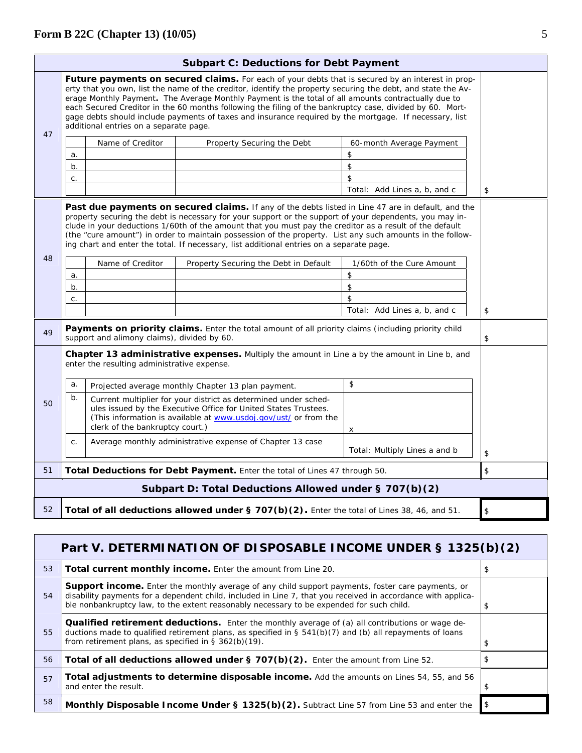## Subpart C: Deductions for Debt Payment

| | | |
|---|---|---|
| 47 | **Future payments on secured claims.** For each of your debts that is secured by an interest in property that you own, list the name of the creditor, identify the property securing the debt, and state the Average Monthly Payment**.** The Average Monthly Payment is the total of all amounts contractually due to each Secured Creditor in the 60 months following the filing of the bankruptcy case, divided by 60. Mortgage debts should include payments of taxes and insurance required by the mortgage. If necessary, list additional entries on a separate page. | |

| | Name of Creditor | Property Securing the Debt | 60-month Average Payment |
|---|---|---|---|
| a. | | | $ |
| b. | | | $ |
| c. | | | $ |
| | | | Total: Add Lines a, b, and c |

Line 47 total: $

| | | |
|---|---|---|
| 48 | **Past due payments on secured claims.** If any of the debts listed in Line 47 are in default, and the property securing the debt is necessary for your support or the support of your dependents, you may include in your deductions 1/60th of the amount that you must pay the creditor as a result of the default (the "cure amount") in order to maintain possession of the property. List any such amounts in the following chart and enter the total. If necessary, list additional entries on a separate page. | |

| | Name of Creditor | Property Securing the Debt in Default | 1/60th of the Cure Amount |
|---|---|---|---|
| a. | | | $ |
| b. | | | $ |
| c. | | | $ |
| | | | Total: Add Lines a, b, and c |

Line 48 total: $

| | | |
|---|---|---|
| 49 | **Payments on priority claims.** Enter the total amount of all priority claims (including priority child support and alimony claims), divided by 60. | $ |
| 50 | **Chapter 13 administrative expenses.** Multiply the amount in Line a by the amount in Line b, and enter the resulting administrative expense. | |

| | | |
|---|---|---|
| a. | Projected average monthly Chapter 13 plan payment. | $ |
| b. | Current multiplier for your district as determined under schedules issued by the Executive Office for United States Trustees. (This information is available at [www.usdoj.gov/ust/](www.usdoj.gov/ust/) or from the clerk of the bankruptcy court.) | x |
| c. | Average monthly administrative expense of Chapter 13 case | Total: Multiply Lines a and b |

Line 50 total: $

| | | |
|---|---|---|
| 51 | **Total Deductions for Debt Payment.** Enter the total of Lines 47 through 50. | $ |

## Subpart D: Total Deductions Allowed under § 707(b)(2)

| | | |
|---|---|---|
| 52 | **Total of all deductions allowed under § 707(b)(2).** Enter the total of Lines 38, 46, and 51. | $ |

## Part V. DETERMINATION OF DISPOSABLE INCOME UNDER § 1325(b)(2)

| | | |
|---|---|---|
| 53 | **Total current monthly income.** Enter the amount from Line 20. | $ |
| 54 | **Support income.** Enter the monthly average of any child support payments, foster care payments, or disability payments for a dependent child, included in Line 7, that you received in accordance with applicable nonbankruptcy law, to the extent reasonably necessary to be expended for such child. | $ |
| 55 | **Qualified retirement deductions.** Enter the monthly average of (a) all contributions or wage deductions made to qualified retirement plans, as specified in § 541(b)(7) and (b) all repayments of loans from retirement plans, as specified in § 362(b)(19). | $ |
| 56 | **Total of all deductions allowed under § 707(b)(2).** Enter the amount from Line 52. | $ |
| 57 | **Total adjustments to determine disposable income.** Add the amounts on Lines 54, 55, and 56 and enter the result. | $ |
| 58 | **Monthly Disposable Income Under § 1325(b)(2).** Subtract Line 57 from Line 53 and enter the | $ |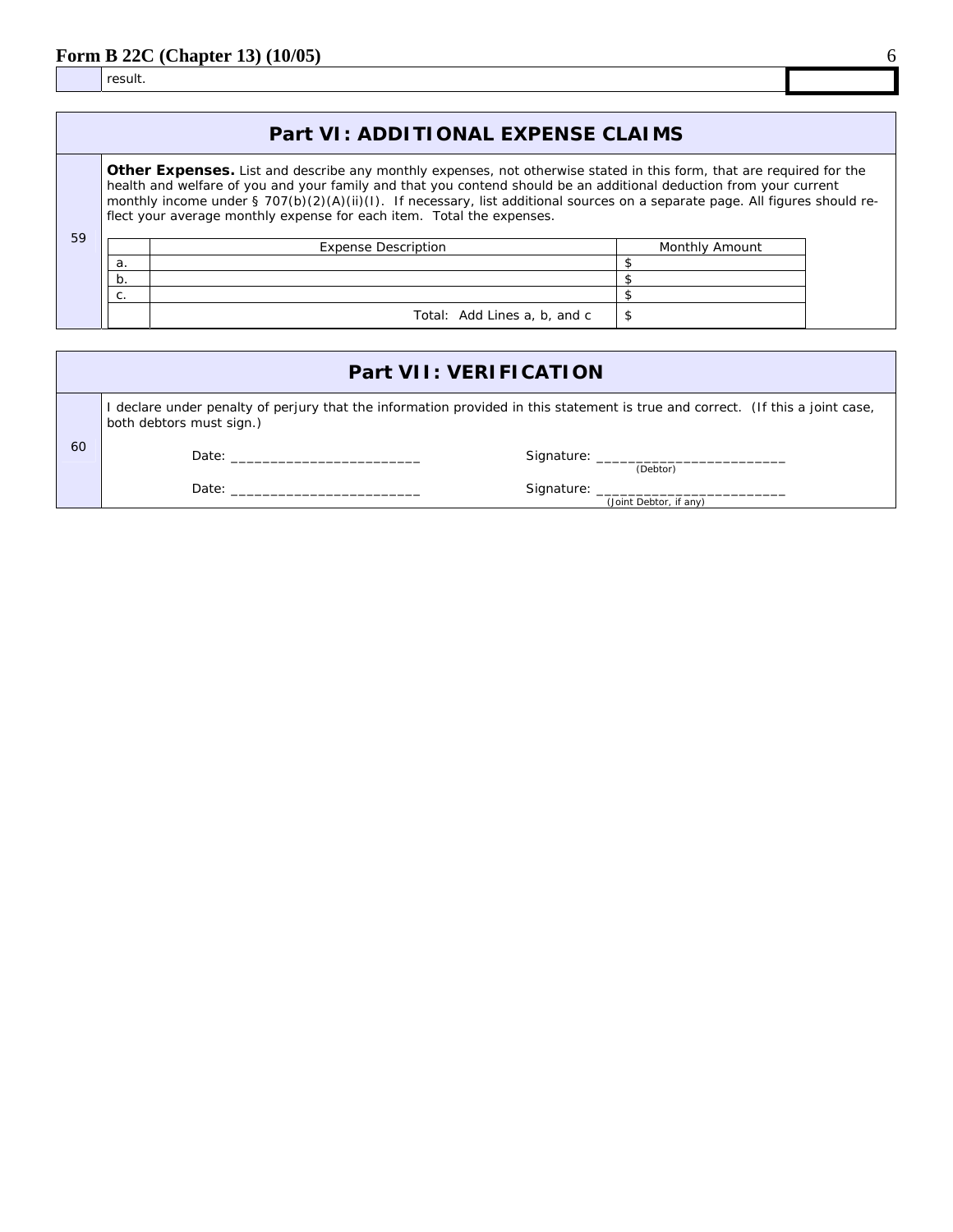| | | |
|---|---|---|
| | result. | |

## Part VI: ADDITIONAL EXPENSE CLAIMS

59 **Other Expenses.** List and describe any monthly expenses, not otherwise stated in this form, that are required for the health and welfare of you and your family and that you contend should be an additional deduction from your current monthly income under § 707(b)(2)(A)(ii)(I). If necessary, list additional sources on a separate page. All figures should reflect your average monthly expense for each item. Total the expenses.

| | Expense Description | Monthly Amount |
|---|---|---|
| a. | | $ |
| b. | | $ |
| c. | | $ |
| | Total: Add Lines a, b, and c | $ |

## Part VII: VERIFICATION

60 I declare under penalty of perjury that the information provided in this statement is true and correct. (If this a joint case, both debtors must sign.)

Date: ________________________ Signature: ________________________
(Debtor)

Date: ________________________ Signature: ________________________
(Joint Debtor, if any)